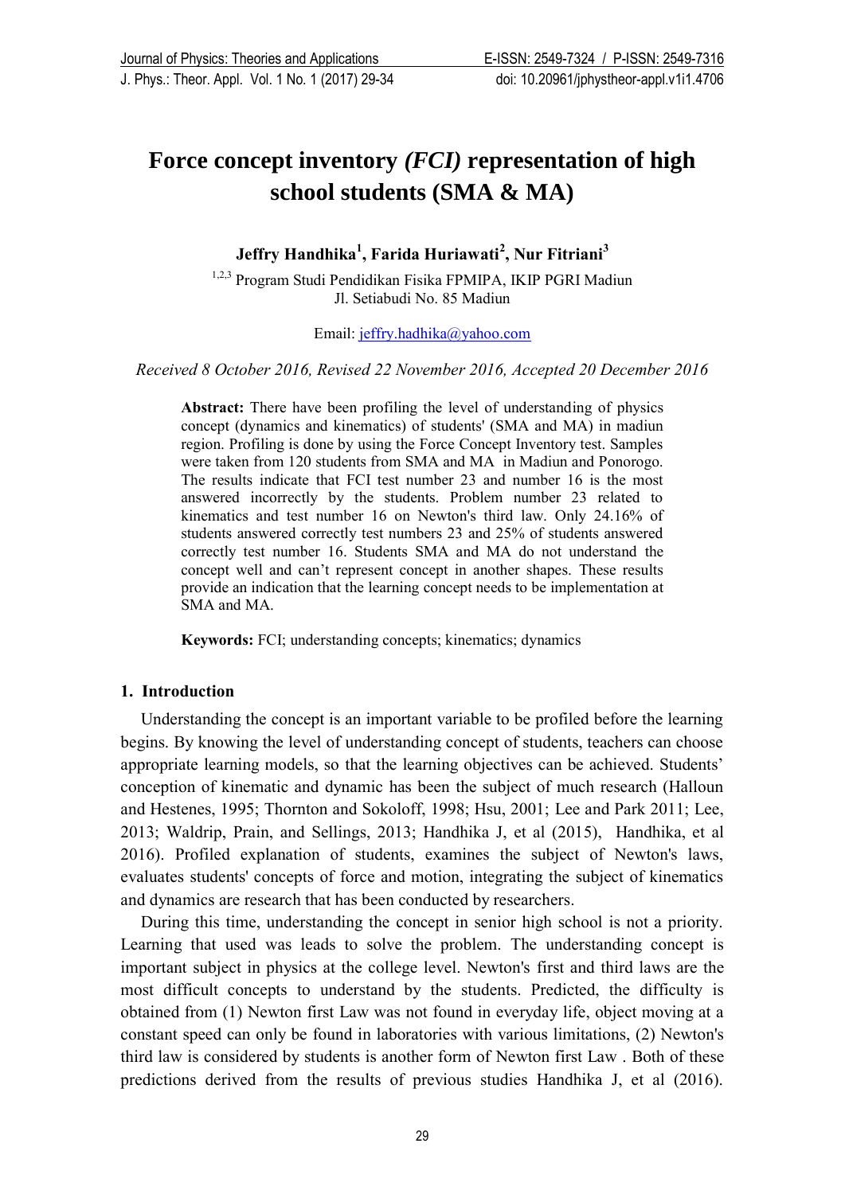# Force concept inventory *(FCI)* representation of high school students (SMA & MA)

**Jeffry Handhika[1], Farida Huriawati[2], Nur Fitriani[3]**

[1,2,3] Program Studi Pendidikan Fisika FPMIPA, IKIP PGRI Madiun
Jl. Setiabudi No. 85 Madiun

Email: jeffry.hadhika@yahoo.com

*Received 8 October 2016, Revised 22 November 2016, Accepted 20 December 2016*

**Abstract:** There have been profiling the level of understanding of physics concept (dynamics and kinematics) of students' (SMA and MA) in madiun region. Profiling is done by using the Force Concept Inventory test. Samples were taken from 120 students from SMA and MA in Madiun and Ponorogo. The results indicate that FCI test number 23 and number 16 is the most answered incorrectly by the students. Problem number 23 related to kinematics and test number 16 on Newton's third law. Only 24.16% of students answered correctly test numbers 23 and 25% of students answered correctly test number 16. Students SMA and MA do not understand the concept well and can't represent concept in another shapes. These results provide an indication that the learning concept needs to be implementation at SMA and MA.

**Keywords:** FCI; understanding concepts; kinematics; dynamics

## 1. Introduction

Understanding the concept is an important variable to be profiled before the learning begins. By knowing the level of understanding concept of students, teachers can choose appropriate learning models, so that the learning objectives can be achieved. Students' conception of kinematic and dynamic has been the subject of much research (Halloun and Hestenes, 1995; Thornton and Sokoloff, 1998; Hsu, 2001; Lee and Park 2011; Lee, 2013; Waldrip, Prain, and Sellings, 2013; Handhika J, et al (2015), Handhika, et al 2016). Profiled explanation of students, examines the subject of Newton's laws, evaluates students' concepts of force and motion, integrating the subject of kinematics and dynamics are research that has been conducted by researchers.

During this time, understanding the concept in senior high school is not a priority. Learning that used was leads to solve the problem. The understanding concept is important subject in physics at the college level. Newton's first and third laws are the most difficult concepts to understand by the students. Predicted, the difficulty is obtained from (1) Newton first Law was not found in everyday life, object moving at a constant speed can only be found in laboratories with various limitations, (2) Newton's third law is considered by students is another form of Newton first Law . Both of these predictions derived from the results of previous studies Handhika J, et al (2016).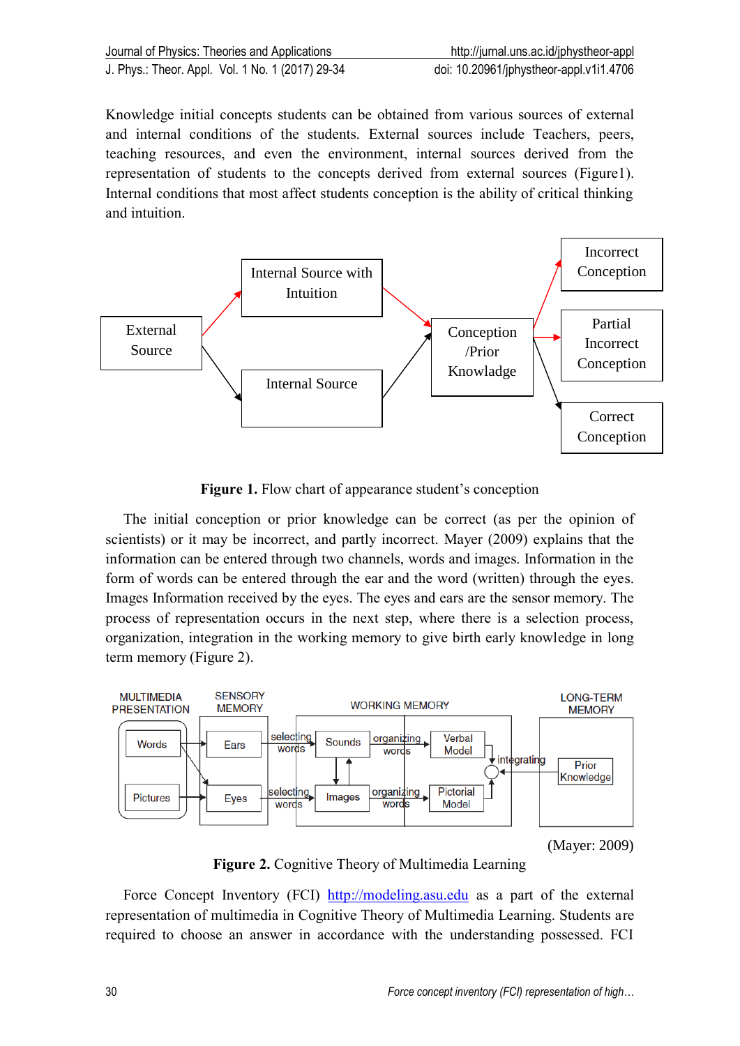Knowledge initial concepts students can be obtained from various sources of external and internal conditions of the students. External sources include Teachers, peers, teaching resources, and even the environment, internal sources derived from the representation of students to the concepts derived from external sources (Figure1). Internal conditions that most affect students conception is the ability of critical thinking and intuition.

**Figure 1.** Flow chart of appearance student's conception

The initial conception or prior knowledge can be correct (as per the opinion of scientists) or it may be incorrect, and partly incorrect. Mayer (2009) explains that the information can be entered through two channels, words and images. Information in the form of words can be entered through the ear and the word (written) through the eyes. Images Information received by the eyes. The eyes and ears are the sensor memory. The process of representation occurs in the next step, where there is a selection process, organization, integration in the working memory to give birth early knowledge in long term memory (Figure 2).

(Mayer: 2009)

**Figure 2.** Cognitive Theory of Multimedia Learning

Force Concept Inventory (FCI) http://modeling.asu.edu as a part of the external representation of multimedia in Cognitive Theory of Multimedia Learning. Students are required to choose an answer in accordance with the understanding possessed. FCI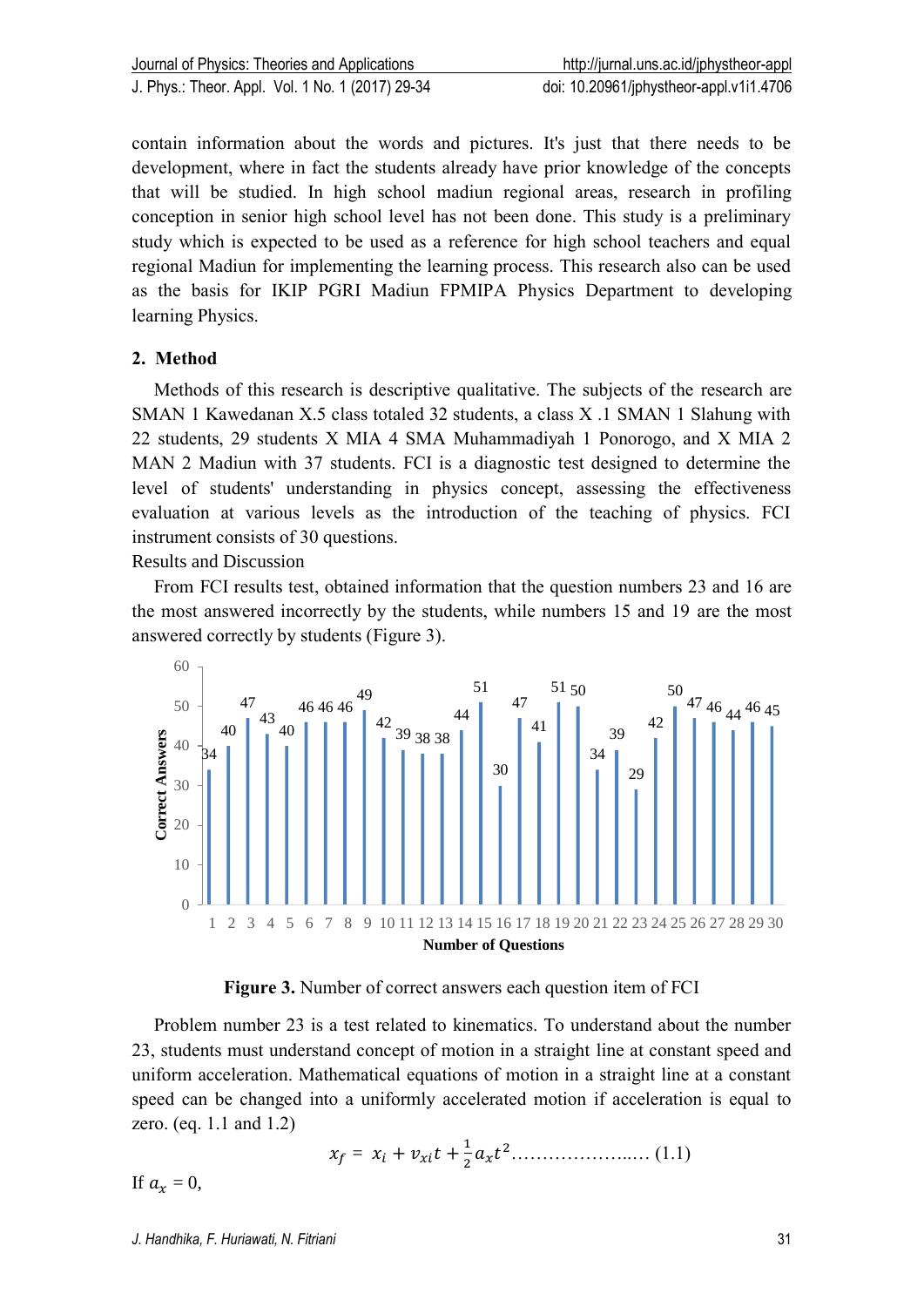contain information about the words and pictures. It's just that there needs to be development, where in fact the students already have prior knowledge of the concepts that will be studied. In high school madiun regional areas, research in profiling conception in senior high school level has not been done. This study is a preliminary study which is expected to be used as a reference for high school teachers and equal regional Madiun for implementing the learning process. This research also can be used as the basis for IKIP PGRI Madiun FPMIPA Physics Department to developing learning Physics.

## 2. Method

Methods of this research is descriptive qualitative. The subjects of the research are SMAN 1 Kawedanan X.5 class totaled 32 students, a class X .1 SMAN 1 Slahung with 22 students, 29 students X MIA 4 SMA Muhammadiyah 1 Ponorogo, and X MIA 2 MAN 2 Madiun with 37 students. FCI is a diagnostic test designed to determine the level of students' understanding in physics concept, assessing the effectiveness evaluation at various levels as the introduction of the teaching of physics. FCI instrument consists of 30 questions.

Results and Discussion

From FCI results test, obtained information that the question numbers 23 and 16 are the most answered incorrectly by the students, while numbers 15 and 19 are the most answered correctly by students (Figure 3).

| Number of Questions | Correct Answers |
|---|---|
| 1 | 34 |
| 2 | 40 |
| 3 | 47 |
| 4 | 43 |
| 5 | 40 |
| 6 | 46 |
| 7 | 46 |
| 8 | 46 |
| 9 | 49 |
| 10 | 42 |
| 11 | 39 |
| 12 | 38 |
| 13 | 38 |
| 14 | 44 |
| 15 | 51 |
| 16 | 30 |
| 17 | 47 |
| 18 | 41 |
| 19 | 51 |
| 20 | 50 |
| 21 | 34 |
| 22 | 39 |
| 23 | 29 |
| 24 | 42 |
| 25 | 50 |
| 26 | 47 |
| 27 | 46 |
| 28 | 44 |
| 29 | 46 |
| 30 | 45 |

**Figure 3.** Number of correct answers each question item of FCI

Problem number 23 is a test related to kinematics. To understand about the number 23, students must understand concept of motion in a straight line at constant speed and uniform acceleration. Mathematical equations of motion in a straight line at a constant speed can be changed into a uniformly accelerated motion if acceleration is equal to zero. (eq. 1.1 and 1.2)

$$x_f = x_i + v_{xi}t + \frac{1}{2}a_x t^2 \quad \text{.....................} \quad (1.1)$$

If $a_x = 0$,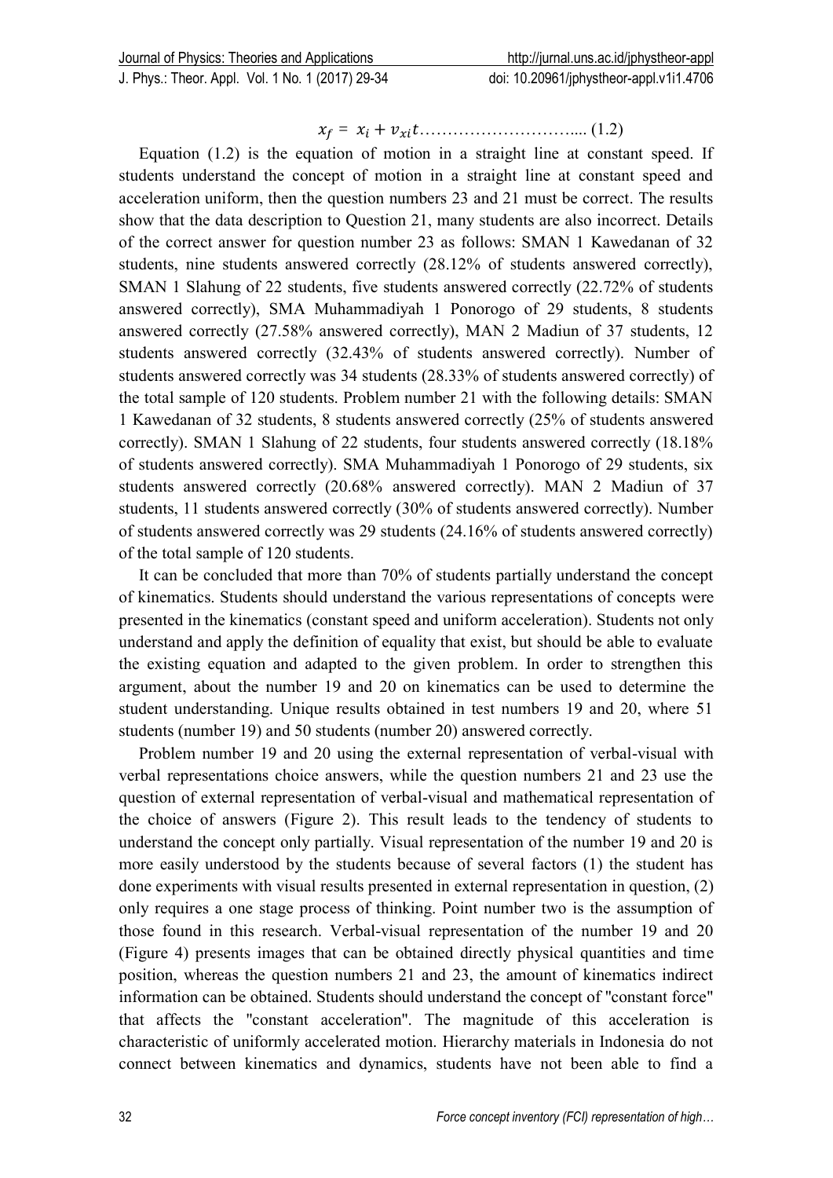$$x_f = x_i + v_{xi}t \text{.............................. (1.2)}$$

Equation (1.2) is the equation of motion in a straight line at constant speed. If students understand the concept of motion in a straight line at constant speed and acceleration uniform, then the question numbers 23 and 21 must be correct. The results show that the data description to Question 21, many students are also incorrect. Details of the correct answer for question number 23 as follows: SMAN 1 Kawedanan of 32 students, nine students answered correctly (28.12% of students answered correctly), SMAN 1 Slahung of 22 students, five students answered correctly (22.72% of students answered correctly), SMA Muhammadiyah 1 Ponorogo of 29 students, 8 students answered correctly (27.58% answered correctly), MAN 2 Madiun of 37 students, 12 students answered correctly (32.43% of students answered correctly). Number of students answered correctly was 34 students (28.33% of students answered correctly) of the total sample of 120 students. Problem number 21 with the following details: SMAN 1 Kawedanan of 32 students, 8 students answered correctly (25% of students answered correctly). SMAN 1 Slahung of 22 students, four students answered correctly (18.18% of students answered correctly). SMA Muhammadiyah 1 Ponorogo of 29 students, six students answered correctly (20.68% answered correctly). MAN 2 Madiun of 37 students, 11 students answered correctly (30% of students answered correctly). Number of students answered correctly was 29 students (24.16% of students answered correctly) of the total sample of 120 students.

It can be concluded that more than 70% of students partially understand the concept of kinematics. Students should understand the various representations of concepts were presented in the kinematics (constant speed and uniform acceleration). Students not only understand and apply the definition of equality that exist, but should be able to evaluate the existing equation and adapted to the given problem. In order to strengthen this argument, about the number 19 and 20 on kinematics can be used to determine the student understanding. Unique results obtained in test numbers 19 and 20, where 51 students (number 19) and 50 students (number 20) answered correctly.

Problem number 19 and 20 using the external representation of verbal-visual with verbal representations choice answers, while the question numbers 21 and 23 use the question of external representation of verbal-visual and mathematical representation of the choice of answers (Figure 2). This result leads to the tendency of students to understand the concept only partially. Visual representation of the number 19 and 20 is more easily understood by the students because of several factors (1) the student has done experiments with visual results presented in external representation in question, (2) only requires a one stage process of thinking. Point number two is the assumption of those found in this research. Verbal-visual representation of the number 19 and 20 (Figure 4) presents images that can be obtained directly physical quantities and time position, whereas the question numbers 21 and 23, the amount of kinematics indirect information can be obtained. Students should understand the concept of "constant force" that affects the "constant acceleration". The magnitude of this acceleration is characteristic of uniformly accelerated motion. Hierarchy materials in Indonesia do not connect between kinematics and dynamics, students have not been able to find a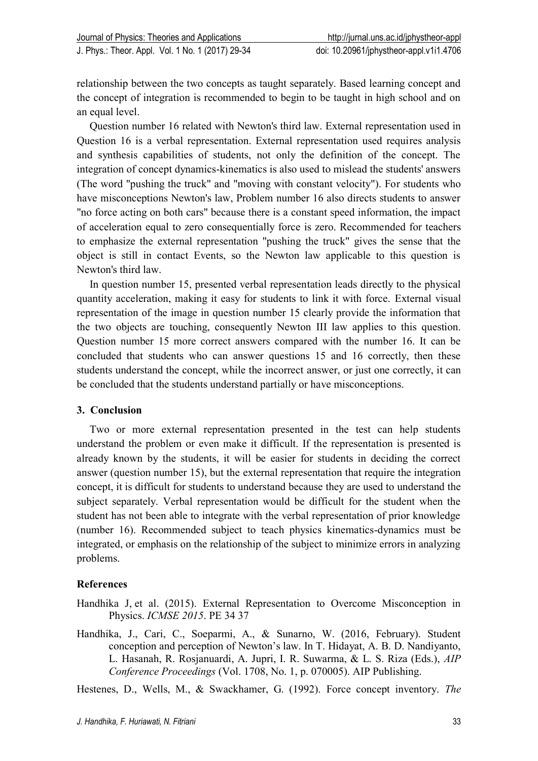relationship between the two concepts as taught separately. Based learning concept and the concept of integration is recommended to begin to be taught in high school and on an equal level.

Question number 16 related with Newton's third law. External representation used in Question 16 is a verbal representation. External representation used requires analysis and synthesis capabilities of students, not only the definition of the concept. The integration of concept dynamics-kinematics is also used to mislead the students' answers (The word "pushing the truck" and "moving with constant velocity"). For students who have misconceptions Newton's law, Problem number 16 also directs students to answer "no force acting on both cars" because there is a constant speed information, the impact of acceleration equal to zero consequentially force is zero. Recommended for teachers to emphasize the external representation "pushing the truck" gives the sense that the object is still in contact Events, so the Newton law applicable to this question is Newton's third law.

In question number 15, presented verbal representation leads directly to the physical quantity acceleration, making it easy for students to link it with force. External visual representation of the image in question number 15 clearly provide the information that the two objects are touching, consequently Newton III law applies to this question. Question number 15 more correct answers compared with the number 16. It can be concluded that students who can answer questions 15 and 16 correctly, then these students understand the concept, while the incorrect answer, or just one correctly, it can be concluded that the students understand partially or have misconceptions.

## 3. Conclusion

Two or more external representation presented in the test can help students understand the problem or even make it difficult. If the representation is presented is already known by the students, it will be easier for students in deciding the correct answer (question number 15), but the external representation that require the integration concept, it is difficult for students to understand because they are used to understand the subject separately. Verbal representation would be difficult for the student when the student has not been able to integrate with the verbal representation of prior knowledge (number 16). Recommended subject to teach physics kinematics-dynamics must be integrated, or emphasis on the relationship of the subject to minimize errors in analyzing problems.

## References

Handhika J, et al. (2015). External Representation to Overcome Misconception in Physics. *ICMSE 2015*. PE 34 37

Handhika, J., Cari, C., Soeparmi, A., & Sunarno, W. (2016, February). Student conception and perception of Newton's law. In T. Hidayat, A. B. D. Nandiyanto, L. Hasanah, R. Rosjanuardi, A. Jupri, I. R. Suwarma, & L. S. Riza (Eds.), *AIP Conference Proceedings* (Vol. 1708, No. 1, p. 070005). AIP Publishing.

Hestenes, D., Wells, M., & Swackhamer, G. (1992). Force concept inventory. *The*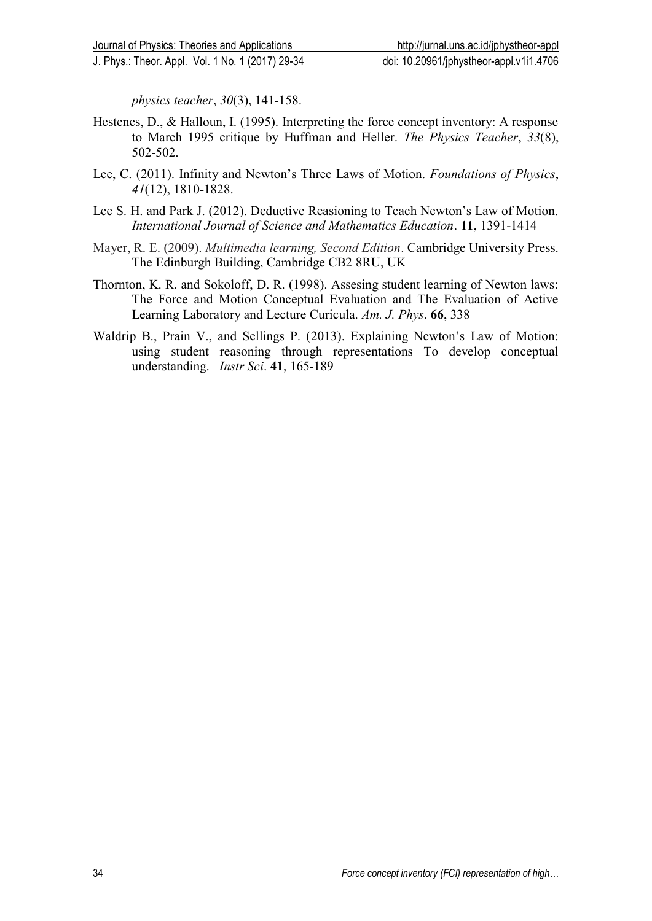*physics teacher*, *30*(3), 141-158.

Hestenes, D., & Halloun, I. (1995). Interpreting the force concept inventory: A response to March 1995 critique by Huffman and Heller. *The Physics Teacher*, *33*(8), 502-502.

Lee, C. (2011). Infinity and Newton's Three Laws of Motion. *Foundations of Physics*, *41*(12), 1810-1828.

Lee S. H. and Park J. (2012). Deductive Reasioning to Teach Newton's Law of Motion. *International Journal of Science and Mathematics Education*. **11**, 1391-1414

Mayer, R. E. (2009). *Multimedia learning, Second Edition*. Cambridge University Press. The Edinburgh Building, Cambridge CB2 8RU, UK

Thornton, K. R. and Sokoloff, D. R. (1998). Assesing student learning of Newton laws: The Force and Motion Conceptual Evaluation and The Evaluation of Active Learning Laboratory and Lecture Curicula. *Am. J. Phys*. **66**, 338

Waldrip B., Prain V., and Sellings P. (2013). Explaining Newton's Law of Motion: using student reasoning through representations To develop conceptual understanding. *Instr Sci*. **41**, 165-189